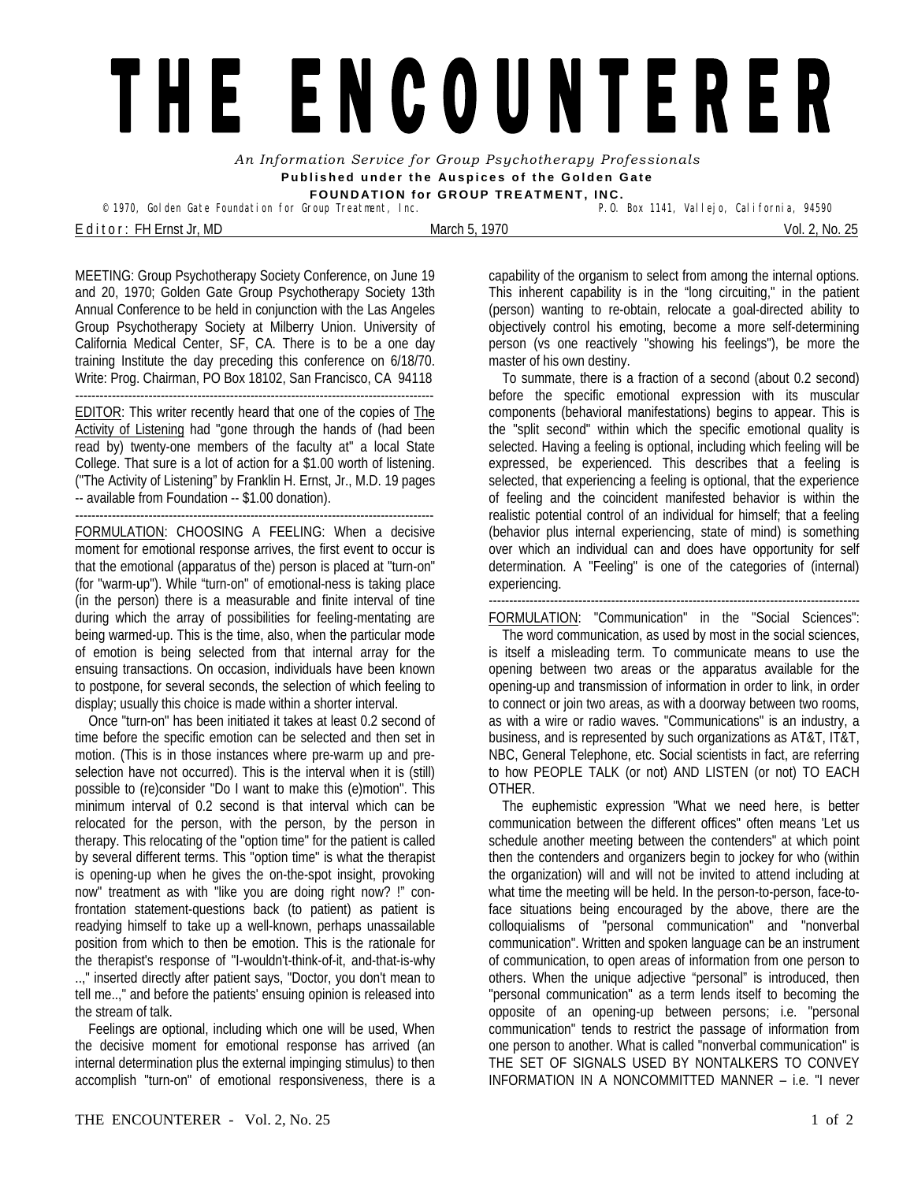# THE ENCOUNTERER

*An Information Service for Group Psychotherapy Professionals*

**Published under the Auspices of the Golden Gate FOUNDATION for GROUP TREATMENT, INC.**

© 1970, Golden Gate Foundation for Group Treatment, Inc. P.O. Box 1141, Vallejo, California, 94590

Editor: FH Ernst Jr, MD — March 5, 1970 — Vol. 2, No. 25

MEETING: Group Psychotherapy Society Conference, on June 19 and 20, 1970; Golden Gate Group Psychotherapy Society 13th Annual Conference to be held in conjunction with the Las Angeles Group Psychotherapy Society at Milberry Union. University of California Medical Center, SF, CA. There is to be a one day training Institute the day preceding this conference on 6/18/70. Write: Prog. Chairman, PO Box 18102, San Francisco, CA 94118

---

EDITOR: This writer recently heard that one of the copies of The Activity of Listening had "gone through the hands of (had been read by) twenty-one members of the faculty at" a local State College. That sure is a lot of action for a $1.00 worth of listening. ("The Activity of Listening" by Franklin H. Ernst, Jr., M.D. 19 pages -- available from Foundation -- $1.00 donation).

---

FORMULATION: CHOOSING A FEELING: When a decisive moment for emotional response arrives, the first event to occur is that the emotional (apparatus of the) person is placed at "turn-on" (for "warm-up"). While "turn-on" of emotional-ness is taking place (in the person) there is a measurable and finite interval of tine during which the array of possibilities for feeling-mentating are being warmed-up. This is the time, also, when the particular mode of emotion is being selected from that internal array for the ensuing transactions. On occasion, individuals have been known to postpone, for several seconds, the selection of which feeling to display; usually this choice is made within a shorter interval.

Once "turn-on" has been initiated it takes at least 0.2 second of time before the specific emotion can be selected and then set in motion. (This is in those instances where pre-warm up and pre-selection have not occurred). This is the interval when it is (still) possible to (re)consider "Do I want to make this (e)motion". This minimum interval of 0.2 second is that interval which can be relocated for the person, with the person, by the person in therapy. This relocating of the "option time" for the patient is called by several different terms. This "option time" is what the therapist is opening-up when he gives the on-the-spot insight, provoking now" treatment as with "like you are doing right now? !" confrontation statement-questions back (to patient) as patient is readying himself to take up a well-known, perhaps unassailable position from which to then be emotion. This is the rationale for the therapist's response of "I-wouldn't-think-of-it, and-that-is-why ..," inserted directly after patient says, "Doctor, you don't mean to tell me..," and before the patients' ensuing opinion is released into the stream of talk.

Feelings are optional, including which one will be used, When the decisive moment for emotional response has arrived (an internal determination plus the external impinging stimulus) to then accomplish "turn-on" of emotional responsiveness, there is a capability of the organism to select from among the internal options. This inherent capability is in the "long circuiting," in the patient (person) wanting to re-obtain, relocate a goal-directed ability to objectively control his emoting, become a more self-determining person (vs one reactively "showing his feelings"), be more the master of his own destiny.

To summate, there is a fraction of a second (about 0.2 second) before the specific emotional expression with its muscular components (behavioral manifestations) begins to appear. This is the "split second" within which the specific emotional quality is selected. Having a feeling is optional, including which feeling will be expressed, be experienced. This describes that a feeling is selected, that experiencing a feeling is optional, that the experience of feeling and the coincident manifested behavior is within the realistic potential control of an individual for himself; that a feeling (behavior plus internal experiencing, state of mind) is something over which an individual can and does have opportunity for self determination. A "Feeling" is one of the categories of (internal) experiencing.

---

FORMULATION: "Communication" in the "Social Sciences":

The word communication, as used by most in the social sciences, is itself a misleading term. To communicate means to use the opening between two areas or the apparatus available for the opening-up and transmission of information in order to link, in order to connect or join two areas, as with a doorway between two rooms, as with a wire or radio waves. "Communications" is an industry, a business, and is represented by such organizations as AT&T, IT&T, NBC, General Telephone, etc. Social scientists in fact, are referring to how PEOPLE TALK (or not) AND LISTEN (or not) TO EACH OTHER.

The euphemistic expression "What we need here, is better communication between the different offices" often means 'Let us schedule another meeting between the contenders" at which point then the contenders and organizers begin to jockey for who (within the organization) will and will not be invited to attend including at what time the meeting will be held. In the person-to-person, face-to-face situations being encouraged by the above, there are the colloquialisms of "personal communication" and "nonverbal communication". Written and spoken language can be an instrument of communication, to open areas of information from one person to others. When the unique adjective "personal" is introduced, then "personal communication" as a term lends itself to becoming the opposite of an opening-up between persons; i.e. "personal communication" tends to restrict the passage of information from one person to another. What is called "nonverbal communication" is THE SET OF SIGNALS USED BY NONTALKERS TO CONVEY INFORMATION IN A NONCOMMITTED MANNER – i.e. "I never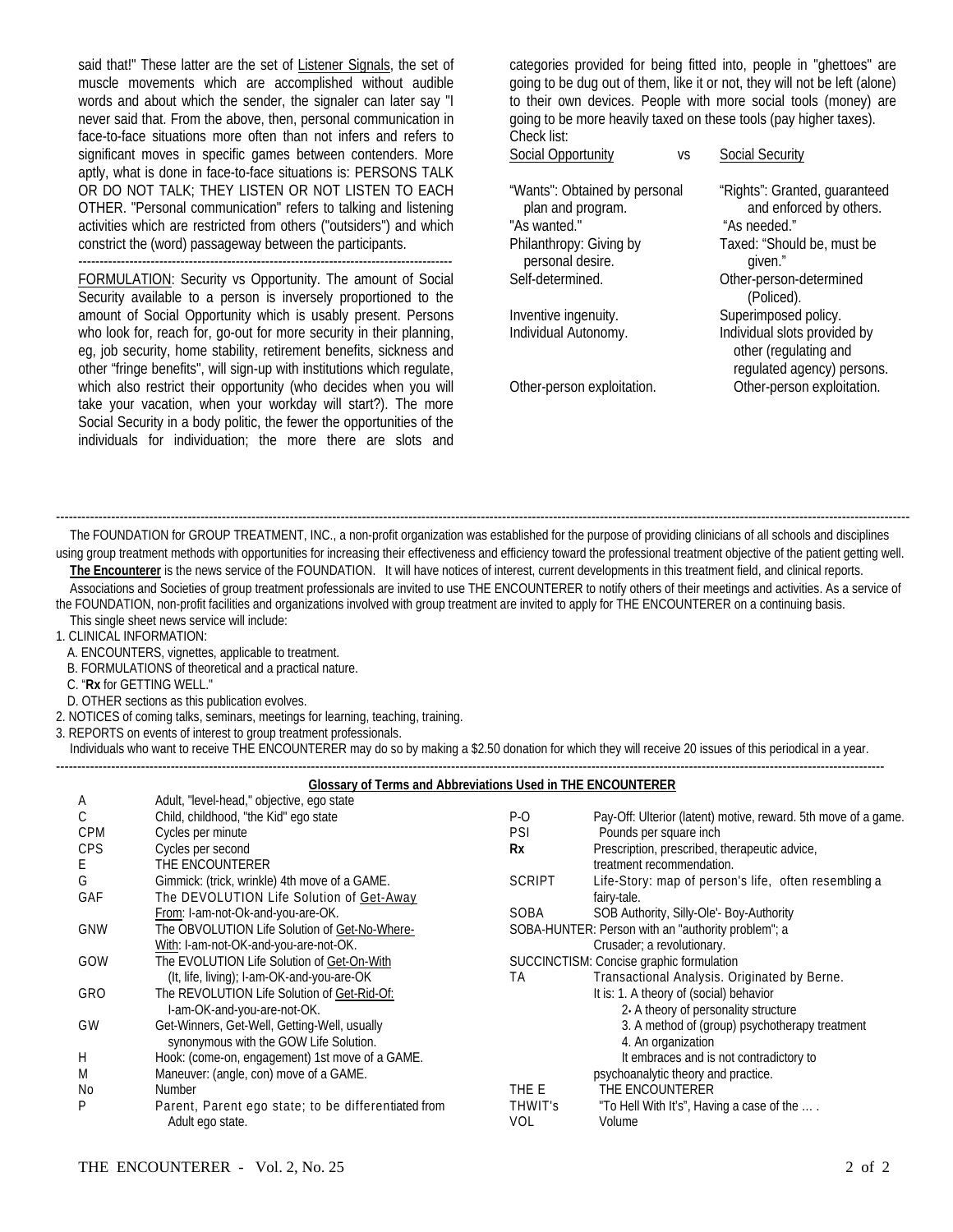said that!" These latter are the set of Listener Signals, the set of muscle movements which are accomplished without audible words and about which the sender, the signaler can later say "I never said that. From the above, then, personal communication in face-to-face situations more often than not infers and refers to significant moves in specific games between contenders. More aptly, what is done in face-to-face situations is: PERSONS TALK OR DO NOT TALK; THEY LISTEN OR NOT LISTEN TO EACH OTHER. "Personal communication" refers to talking and listening activities which are restricted from others ("outsiders") and which constrict the (word) passageway between the participants.

---

FORMULATION: Security vs Opportunity. The amount of Social Security available to a person is inversely proportioned to the amount of Social Opportunity which is usably present. Persons who look for, reach for, go-out for more security in their planning, eg, job security, home stability, retirement benefits, sickness and other "fringe benefits", will sign-up with institutions which regulate, which also restrict their opportunity (who decides when you will take your vacation, when your workday will start?). The more Social Security in a body politic, the fewer the opportunities of the individuals for individuation; the more there are slots and categories provided for being fitted into, people in "ghettoes" are going to be dug out of them, like it or not, they will not be left (alone) to their own devices. People with more social tools (money) are going to be more heavily taxed on these tools (pay higher taxes). Check list:

| Social Opportunity | vs | Social Security |
|---|---|---|
| "Wants": Obtained by personal plan and program. | | "Rights": Granted, guaranteed and enforced by others. |
| "As wanted." | | "As needed." |
| Philanthropy: Giving by personal desire. | | Taxed: "Should be, must be given." |
| Self-determined. | | Other-person-determined (Policed). |
| Inventive ingenuity. | | Superimposed policy. |
| Individual Autonomy. | | Individual slots provided by other (regulating and regulated agency) persons. |
| Other-person exploitation. | | Other-person exploitation. |

---

The FOUNDATION for GROUP TREATMENT, INC., a non-profit organization was established for the purpose of providing clinicians of all schools and disciplines using group treatment methods with opportunities for increasing their effectiveness and efficiency toward the professional treatment objective of the patient getting well.

**The Encounterer** is the news service of the FOUNDATION. It will have notices of interest, current developments in this treatment field, and clinical reports.

Associations and Societies of group treatment professionals are invited to use THE ENCOUNTERER to notify others of their meetings and activities. As a service of the FOUNDATION, non-profit facilities and organizations involved with group treatment are invited to apply for THE ENCOUNTERER on a continuing basis.

This single sheet news service will include:

1. CLINICAL INFORMATION:
   A. ENCOUNTERS, vignettes, applicable to treatment.
   B. FORMULATIONS of theoretical and a practical nature.
   C. "**Rx** for GETTING WELL."
   D. OTHER sections as this publication evolves.
2. NOTICES of coming talks, seminars, meetings for learning, teaching, training.
3. REPORTS on events of interest to group treatment professionals.

Individuals who want to receive THE ENCOUNTERER may do so by making a $2.50 donation for which they will receive 20 issues of this periodical in a year.

---

**Glossary of Terms and Abbreviations Used in THE ENCOUNTERER**

| | |
|---|---|
| A | Adult, "level-head," objective, ego state |
| C | Child, childhood, "the Kid" ego state |
| CPM | Cycles per minute |
| CPS | Cycles per second |
| E | THE ENCOUNTERER |
| G | Gimmick: (trick, wrinkle) 4th move of a GAME. |
| GAF | The DEVOLUTION Life Solution of Get-Away From: I-am-not-Ok-and-you-are-OK. |
| GNW | The OBVOLUTION Life Solution of Get-No-Where-With: I-am-not-OK-and-you-are-not-OK. |
| GOW | The EVOLUTION Life Solution of Get-On-With (It, life, living); I-am-OK-and-you-are-OK |
| GRO | The REVOLUTION Life Solution of Get-Rid-Of: I-am-OK-and-you-are-not-OK. |
| GW | Get-Winners, Get-Well, Getting-Well, usually synonymous with the GOW Life Solution. |
| H | Hook: (come-on, engagement) 1st move of a GAME. |
| M | Maneuver: (angle, con) move of a GAME. |
| No | Number |
| P | Parent, Parent ego state; to be differentiated from Adult ego state. |
| P-O | Pay-Off: Ulterior (latent) motive, reward. 5th move of a game. |
| PSI | Pounds per square inch |
| **Rx** | Prescription, prescribed, therapeutic advice, treatment recommendation. |
| SCRIPT | Life-Story: map of person's life, often resembling a fairy-tale. |
| SOBA | SOB Authority, Silly-Ole'- Boy-Authority |
| SOBA-HUNTER | Person with an "authority problem"; a Crusader; a revolutionary. |
| SUCCINCTISM | Concise graphic formulation |
| TA | Transactional Analysis. Originated by Berne. It is: 1. A theory of (social) behavior 2. A theory of personality structure 3. A method of (group) psychotherapy treatment 4. An organization. It embraces and is not contradictory to psychoanalytic theory and practice. |
| THE E | THE ENCOUNTERER |
| THWIT's | "To Hell With It's", Having a case of the … . |
| VOL | Volume |